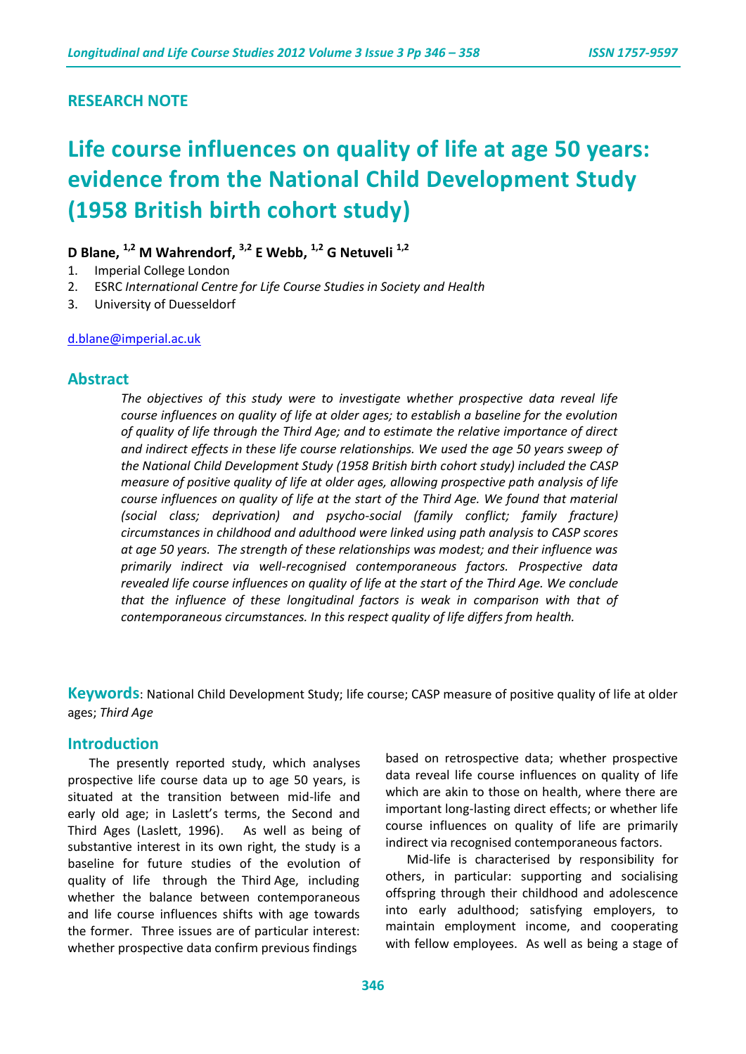## RESEARCH NOTE

# Life course influences on quality of life at age 50 years: evidence from the National Child Development Study (1958 British birth cohort study)

**D Blane,** [1,2] **M Wahrendorf,** [3,2] **E Webb,** [1,2] **G Netuveli** [1,2]

1. Imperial College London
2. ESRC *International Centre for Life Course Studies in Society and Health*
3. University of Duesseldorf

d.blane@imperial.ac.uk

## Abstract

*The objectives of this study were to investigate whether prospective data reveal life course influences on quality of life at older ages; to establish a baseline for the evolution of quality of life through the Third Age; and to estimate the relative importance of direct and indirect effects in these life course relationships. We used the age 50 years sweep of the National Child Development Study (1958 British birth cohort study) included the CASP measure of positive quality of life at older ages, allowing prospective path analysis of life course influences on quality of life at the start of the Third Age. We found that material (social class; deprivation) and psycho-social (family conflict; family fracture) circumstances in childhood and adulthood were linked using path analysis to CASP scores at age 50 years. The strength of these relationships was modest; and their influence was primarily indirect via well-recognised contemporaneous factors. Prospective data revealed life course influences on quality of life at the start of the Third Age. We conclude that the influence of these longitudinal factors is weak in comparison with that of contemporaneous circumstances. In this respect quality of life differs from health.*

**Keywords**: National Child Development Study; life course; CASP measure of positive quality of life at older ages; *Third Age*

## Introduction

The presently reported study, which analyses prospective life course data up to age 50 years, is situated at the transition between mid-life and early old age; in Laslett's terms, the Second and Third Ages (Laslett, 1996). As well as being of substantive interest in its own right, the study is a baseline for future studies of the evolution of quality of life through the Third Age, including whether the balance between contemporaneous and life course influences shifts with age towards the former. Three issues are of particular interest: whether prospective data confirm previous findings based on retrospective data; whether prospective data reveal life course influences on quality of life which are akin to those on health, where there are important long-lasting direct effects; or whether life course influences on quality of life are primarily indirect via recognised contemporaneous factors.

Mid-life is characterised by responsibility for others, in particular: supporting and socialising offspring through their childhood and adolescence into early adulthood; satisfying employers, to maintain employment income, and cooperating with fellow employees. As well as being a stage of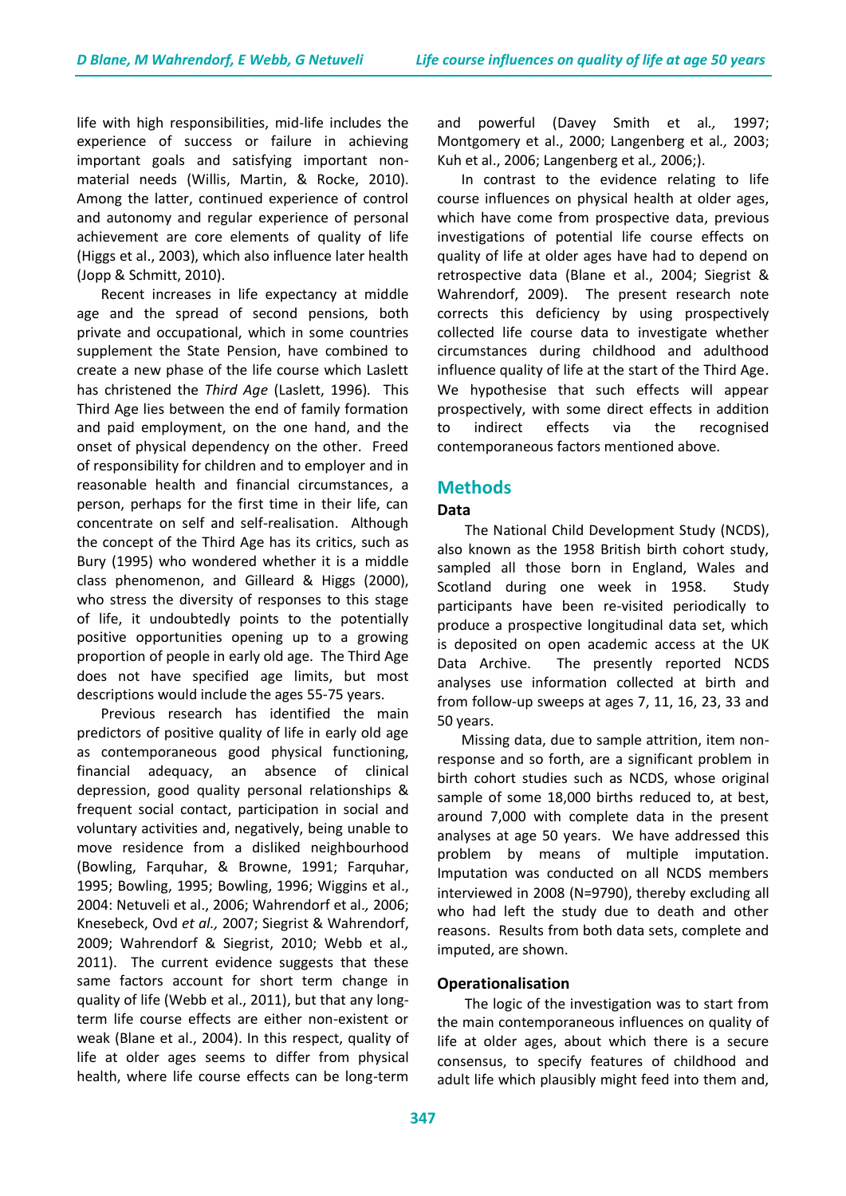life with high responsibilities, mid-life includes the experience of success or failure in achieving important goals and satisfying important non-material needs (Willis, Martin, & Rocke, 2010). Among the latter, continued experience of control and autonomy and regular experience of personal achievement are core elements of quality of life (Higgs et al., 2003), which also influence later health (Jopp & Schmitt, 2010).

Recent increases in life expectancy at middle age and the spread of second pensions, both private and occupational, which in some countries supplement the State Pension, have combined to create a new phase of the life course which Laslett has christened the *Third Age* (Laslett, 1996). This Third Age lies between the end of family formation and paid employment, on the one hand, and the onset of physical dependency on the other. Freed of responsibility for children and to employer and in reasonable health and financial circumstances, a person, perhaps for the first time in their life, can concentrate on self and self-realisation. Although the concept of the Third Age has its critics, such as Bury (1995) who wondered whether it is a middle class phenomenon, and Gilleard & Higgs (2000), who stress the diversity of responses to this stage of life, it undoubtedly points to the potentially positive opportunities opening up to a growing proportion of people in early old age. The Third Age does not have specified age limits, but most descriptions would include the ages 55-75 years.

Previous research has identified the main predictors of positive quality of life in early old age as contemporaneous good physical functioning, financial adequacy, an absence of clinical depression, good quality personal relationships & frequent social contact, participation in social and voluntary activities and, negatively, being unable to move residence from a disliked neighbourhood (Bowling, Farquhar, & Browne, 1991; Farquhar, 1995; Bowling, 1995; Bowling, 1996; Wiggins et al., 2004: Netuveli et al., 2006; Wahrendorf et al., 2006; Knesebeck, Ovd *et al.,* 2007; Siegrist & Wahrendorf, 2009; Wahrendorf & Siegrist, 2010; Webb et al., 2011). The current evidence suggests that these same factors account for short term change in quality of life (Webb et al., 2011), but that any long-term life course effects are either non-existent or weak (Blane et al., 2004). In this respect, quality of life at older ages seems to differ from physical health, where life course effects can be long-term and powerful (Davey Smith et al., 1997; Montgomery et al., 2000; Langenberg et al., 2003; Kuh et al., 2006; Langenberg et al., 2006;).

In contrast to the evidence relating to life course influences on physical health at older ages, which have come from prospective data, previous investigations of potential life course effects on quality of life at older ages have had to depend on retrospective data (Blane et al., 2004; Siegrist & Wahrendorf, 2009). The present research note corrects this deficiency by using prospectively collected life course data to investigate whether circumstances during childhood and adulthood influence quality of life at the start of the Third Age. We hypothesise that such effects will appear prospectively, with some direct effects in addition to indirect effects via the recognised contemporaneous factors mentioned above.

## Methods

### Data

The National Child Development Study (NCDS), also known as the 1958 British birth cohort study, sampled all those born in England, Wales and Scotland during one week in 1958. Study participants have been re-visited periodically to produce a prospective longitudinal data set, which is deposited on open academic access at the UK Data Archive. The presently reported NCDS analyses use information collected at birth and from follow-up sweeps at ages 7, 11, 16, 23, 33 and 50 years.

Missing data, due to sample attrition, item non-response and so forth, are a significant problem in birth cohort studies such as NCDS, whose original sample of some 18,000 births reduced to, at best, around 7,000 with complete data in the present analyses at age 50 years. We have addressed this problem by means of multiple imputation. Imputation was conducted on all NCDS members interviewed in 2008 (N=9790), thereby excluding all who had left the study due to death and other reasons. Results from both data sets, complete and imputed, are shown.

### Operationalisation

The logic of the investigation was to start from the main contemporaneous influences on quality of life at older ages, about which there is a secure consensus, to specify features of childhood and adult life which plausibly might feed into them and,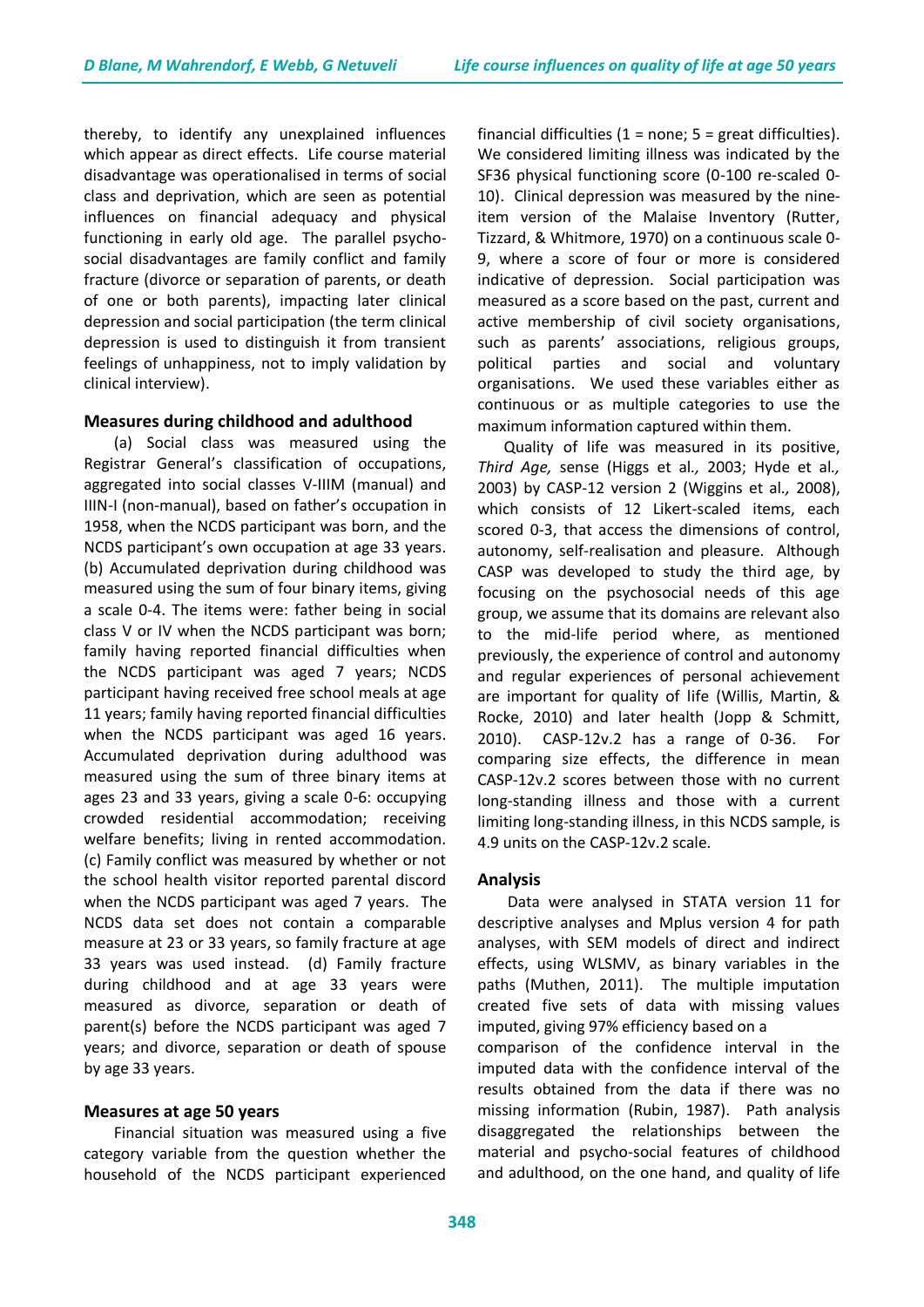thereby, to identify any unexplained influences which appear as direct effects. Life course material disadvantage was operationalised in terms of social class and deprivation, which are seen as potential influences on financial adequacy and physical functioning in early old age. The parallel psycho-social disadvantages are family conflict and family fracture (divorce or separation of parents, or death of one or both parents), impacting later clinical depression and social participation (the term clinical depression is used to distinguish it from transient feelings of unhappiness, not to imply validation by clinical interview).

### Measures during childhood and adulthood

(a) Social class was measured using the Registrar General's classification of occupations, aggregated into social classes V-IIIM (manual) and IIIN-I (non-manual), based on father's occupation in 1958, when the NCDS participant was born, and the NCDS participant's own occupation at age 33 years. (b) Accumulated deprivation during childhood was measured using the sum of four binary items, giving a scale 0-4. The items were: father being in social class V or IV when the NCDS participant was born; family having reported financial difficulties when the NCDS participant was aged 7 years; NCDS participant having received free school meals at age 11 years; family having reported financial difficulties when the NCDS participant was aged 16 years. Accumulated deprivation during adulthood was measured using the sum of three binary items at ages 23 and 33 years, giving a scale 0-6: occupying crowded residential accommodation; receiving welfare benefits; living in rented accommodation. (c) Family conflict was measured by whether or not the school health visitor reported parental discord when the NCDS participant was aged 7 years. The NCDS data set does not contain a comparable measure at 23 or 33 years, so family fracture at age 33 years was used instead. (d) Family fracture during childhood and at age 33 years were measured as divorce, separation or death of parent(s) before the NCDS participant was aged 7 years; and divorce, separation or death of spouse by age 33 years.

### Measures at age 50 years

Financial situation was measured using a five category variable from the question whether the household of the NCDS participant experienced financial difficulties (1 = none; 5 = great difficulties). We considered limiting illness was indicated by the SF36 physical functioning score (0-100 re-scaled 0-10). Clinical depression was measured by the nine-item version of the Malaise Inventory (Rutter, Tizzard, & Whitmore, 1970) on a continuous scale 0-9, where a score of four or more is considered indicative of depression. Social participation was measured as a score based on the past, current and active membership of civil society organisations, such as parents' associations, religious groups, political parties and social and voluntary organisations. We used these variables either as continuous or as multiple categories to use the maximum information captured within them.

Quality of life was measured in its positive, *Third Age,* sense (Higgs et al*.,* 2003; Hyde et al*.,* 2003) by CASP-12 version 2 (Wiggins et al*.,* 2008), which consists of 12 Likert-scaled items, each scored 0-3, that access the dimensions of control, autonomy, self-realisation and pleasure. Although CASP was developed to study the third age, by focusing on the psychosocial needs of this age group, we assume that its domains are relevant also to the mid-life period where, as mentioned previously, the experience of control and autonomy and regular experiences of personal achievement are important for quality of life (Willis, Martin, & Rocke, 2010) and later health (Jopp & Schmitt, 2010). CASP-12v.2 has a range of 0-36. For comparing size effects, the difference in mean CASP-12v.2 scores between those with no current long-standing illness and those with a current limiting long-standing illness, in this NCDS sample, is 4.9 units on the CASP-12v.2 scale.

### Analysis

Data were analysed in STATA version 11 for descriptive analyses and Mplus version 4 for path analyses, with SEM models of direct and indirect effects, using WLSMV, as binary variables in the paths (Muthen, 2011). The multiple imputation created five sets of data with missing values imputed, giving 97% efficiency based on a comparison of the confidence interval in the imputed data with the confidence interval of the results obtained from the data if there was no missing information (Rubin, 1987). Path analysis disaggregated the relationships between the material and psycho-social features of childhood and adulthood, on the one hand, and quality of life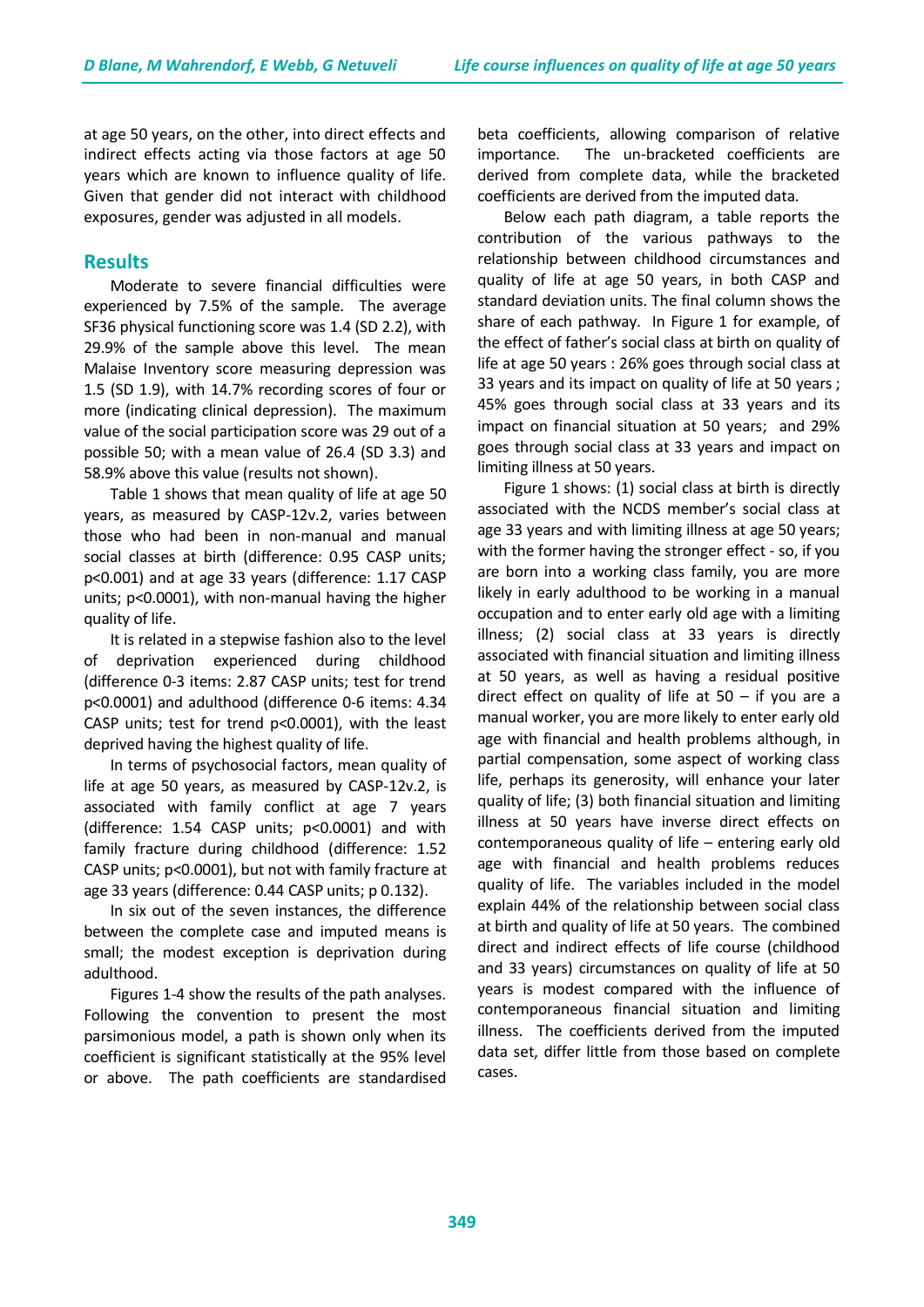at age 50 years, on the other, into direct effects and indirect effects acting via those factors at age 50 years which are known to influence quality of life. Given that gender did not interact with childhood exposures, gender was adjusted in all models.

## Results

Moderate to severe financial difficulties were experienced by 7.5% of the sample. The average SF36 physical functioning score was 1.4 (SD 2.2), with 29.9% of the sample above this level. The mean Malaise Inventory score measuring depression was 1.5 (SD 1.9), with 14.7% recording scores of four or more (indicating clinical depression). The maximum value of the social participation score was 29 out of a possible 50; with a mean value of 26.4 (SD 3.3) and 58.9% above this value (results not shown).

Table 1 shows that mean quality of life at age 50 years, as measured by CASP-12v.2, varies between those who had been in non-manual and manual social classes at birth (difference: 0.95 CASP units; $p<0.001$) and at age 33 years (difference: 1.17 CASP units; $p<0.0001$), with non-manual having the higher quality of life.

It is related in a stepwise fashion also to the level of deprivation experienced during childhood (difference 0-3 items: 2.87 CASP units; test for trend $p<0.0001$) and adulthood (difference 0-6 items: 4.34 CASP units; test for trend $p<0.0001$), with the least deprived having the highest quality of life.

In terms of psychosocial factors, mean quality of life at age 50 years, as measured by CASP-12v.2, is associated with family conflict at age 7 years (difference: 1.54 CASP units; $p<0.0001$) and with family fracture during childhood (difference: 1.52 CASP units; $p<0.0001$), but not with family fracture at age 33 years (difference: 0.44 CASP units; p 0.132).

In six out of the seven instances, the difference between the complete case and imputed means is small; the modest exception is deprivation during adulthood.

Figures 1-4 show the results of the path analyses. Following the convention to present the most parsimonious model, a path is shown only when its coefficient is significant statistically at the 95% level or above. The path coefficients are standardised beta coefficients, allowing comparison of relative importance. The un-bracketed coefficients are derived from complete data, while the bracketed coefficients are derived from the imputed data.

Below each path diagram, a table reports the contribution of the various pathways to the relationship between childhood circumstances and quality of life at age 50 years, in both CASP and standard deviation units. The final column shows the share of each pathway. In Figure 1 for example, of the effect of father's social class at birth on quality of life at age 50 years : 26% goes through social class at 33 years and its impact on quality of life at 50 years ; 45% goes through social class at 33 years and its impact on financial situation at 50 years; and 29% goes through social class at 33 years and impact on limiting illness at 50 years.

Figure 1 shows: (1) social class at birth is directly associated with the NCDS member's social class at age 33 years and with limiting illness at age 50 years; with the former having the stronger effect - so, if you are born into a working class family, you are more likely in early adulthood to be working in a manual occupation and to enter early old age with a limiting illness; (2) social class at 33 years is directly associated with financial situation and limiting illness at 50 years, as well as having a residual positive direct effect on quality of life at 50 – if you are a manual worker, you are more likely to enter early old age with financial and health problems although, in partial compensation, some aspect of working class life, perhaps its generosity, will enhance your later quality of life; (3) both financial situation and limiting illness at 50 years have inverse direct effects on contemporaneous quality of life – entering early old age with financial and health problems reduces quality of life. The variables included in the model explain 44% of the relationship between social class at birth and quality of life at 50 years. The combined direct and indirect effects of life course (childhood and 33 years) circumstances on quality of life at 50 years is modest compared with the influence of contemporaneous financial situation and limiting illness. The coefficients derived from the imputed data set, differ little from those based on complete cases.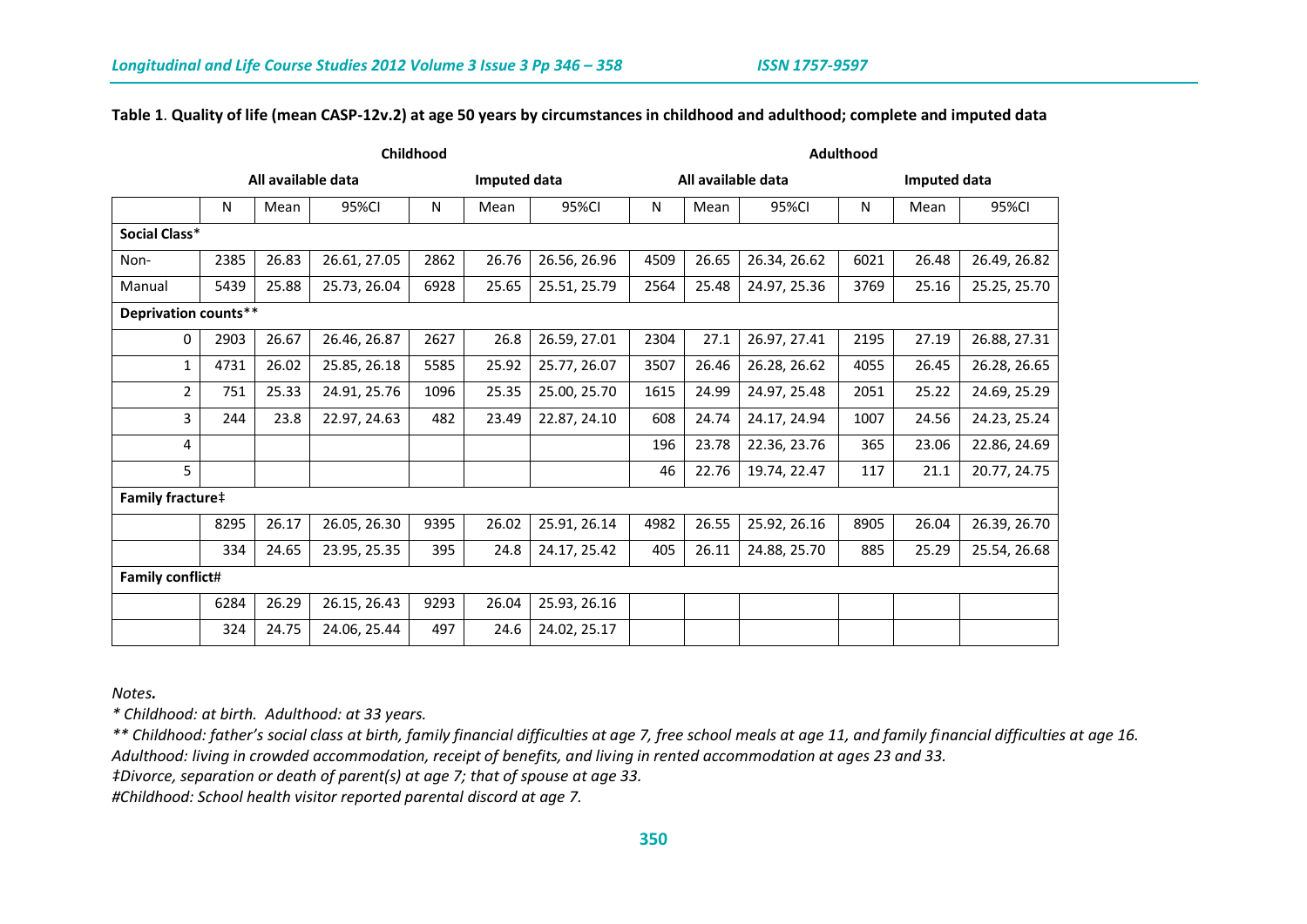**Table 1**. **Quality of life (mean CASP-12v.2) at age 50 years by circumstances in childhood and adulthood; complete and imputed data**

| | Childhood | | | | | | Adulthood | | | | | |
|---|---|---|---|---|---|---|---|---|---|---|---|---|
| | All available data | | | Imputed data | | | All available data | | | Imputed data | | |
| | N | Mean | 95%CI | N | Mean | 95%CI | N | Mean | 95%CI | N | Mean | 95%CI |
| **Social Class*** | | | | | | | | | | | | |
| Non- | 2385 | 26.83 | 26.61, 27.05 | 2862 | 26.76 | 26.56, 26.96 | 4509 | 26.65 | 26.34, 26.62 | 6021 | 26.48 | 26.49, 26.82 |
| Manual | 5439 | 25.88 | 25.73, 26.04 | 6928 | 25.65 | 25.51, 25.79 | 2564 | 25.48 | 24.97, 25.36 | 3769 | 25.16 | 25.25, 25.70 |
| **Deprivation counts**** | | | | | | | | | | | | |
| 0 | 2903 | 26.67 | 26.46, 26.87 | 2627 | 26.8 | 26.59, 27.01 | 2304 | 27.1 | 26.97, 27.41 | 2195 | 27.19 | 26.88, 27.31 |
| 1 | 4731 | 26.02 | 25.85, 26.18 | 5585 | 25.92 | 25.77, 26.07 | 3507 | 26.46 | 26.28, 26.62 | 4055 | 26.45 | 26.28, 26.65 |
| 2 | 751 | 25.33 | 24.91, 25.76 | 1096 | 25.35 | 25.00, 25.70 | 1615 | 24.99 | 24.97, 25.48 | 2051 | 25.22 | 24.69, 25.29 |
| 3 | 244 | 23.8 | 22.97, 24.63 | 482 | 23.49 | 22.87, 24.10 | 608 | 24.74 | 24.17, 24.94 | 1007 | 24.56 | 24.23, 25.24 |
| 4 | | | | | | | 196 | 23.78 | 22.36, 23.76 | 365 | 23.06 | 22.86, 24.69 |
| 5 | | | | | | | 46 | 22.76 | 19.74, 22.47 | 117 | 21.1 | 20.77, 24.75 |
| **Family fracture‡** | | | | | | | | | | | | |
| | 8295 | 26.17 | 26.05, 26.30 | 9395 | 26.02 | 25.91, 26.14 | 4982 | 26.55 | 25.92, 26.16 | 8905 | 26.04 | 26.39, 26.70 |
| | 334 | 24.65 | 23.95, 25.35 | 395 | 24.8 | 24.17, 25.42 | 405 | 26.11 | 24.88, 25.70 | 885 | 25.29 | 25.54, 26.68 |
| **Family conflict#** | | | | | | | | | | | | |
| | 6284 | 26.29 | 26.15, 26.43 | 9293 | 26.04 | 25.93, 26.16 | | | | | | |
| | 324 | 24.75 | 24.06, 25.44 | 497 | 24.6 | 24.02, 25.17 | | | | | | |

*Notes.*

*\* Childhood: at birth. Adulthood: at 33 years.*

*\*\* Childhood: father's social class at birth, family financial difficulties at age 7, free school meals at age 11, and family financial difficulties at age 16. Adulthood: living in crowded accommodation, receipt of benefits, and living in rented accommodation at ages 23 and 33.*

*‡Divorce, separation or death of parent(s) at age 7; that of spouse at age 33.*

*#Childhood: School health visitor reported parental discord at age 7.*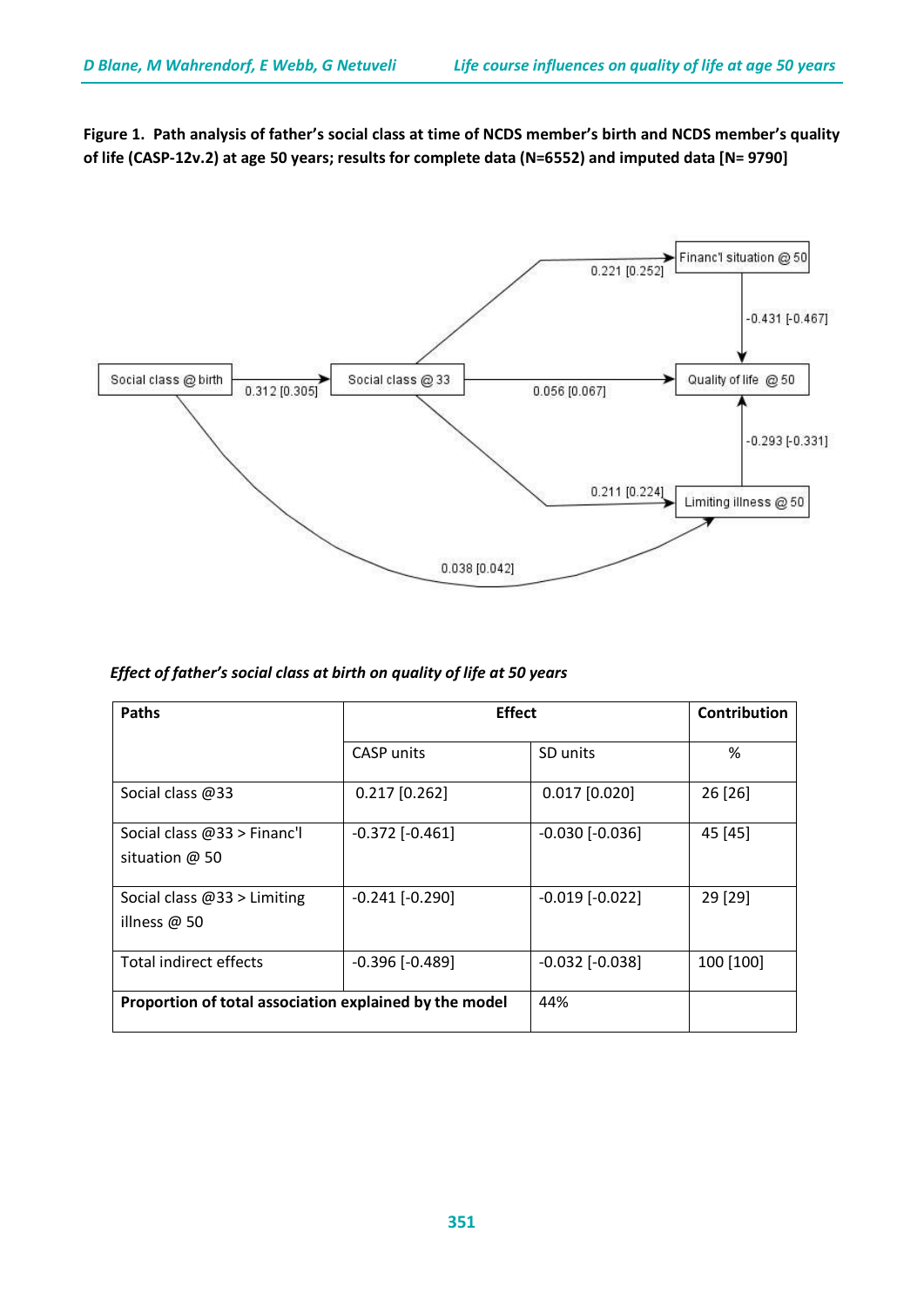**Figure 1. Path analysis of father's social class at time of NCDS member's birth and NCDS member's quality of life (CASP-12v.2) at age 50 years; results for complete data (N=6552) and imputed data [N= 9790]**

*Effect of father's social class at birth on quality of life at 50 years*

| Paths | Effect | | Contribution |
|---|---|---|---|
| | CASP units | SD units | % |
| Social class @33 | 0.217 [0.262] | 0.017 [0.020] | 26 [26] |
| Social class @33 > Financ'l situation @ 50 | -0.372 [-0.461] | -0.030 [-0.036] | 45 [45] |
| Social class @33 > Limiting illness @ 50 | -0.241 [-0.290] | -0.019 [-0.022] | 29 [29] |
| Total indirect effects | -0.396 [-0.489] | -0.032 [-0.038] | 100 [100] |
| **Proportion of total association explained by the model** | | 44% | |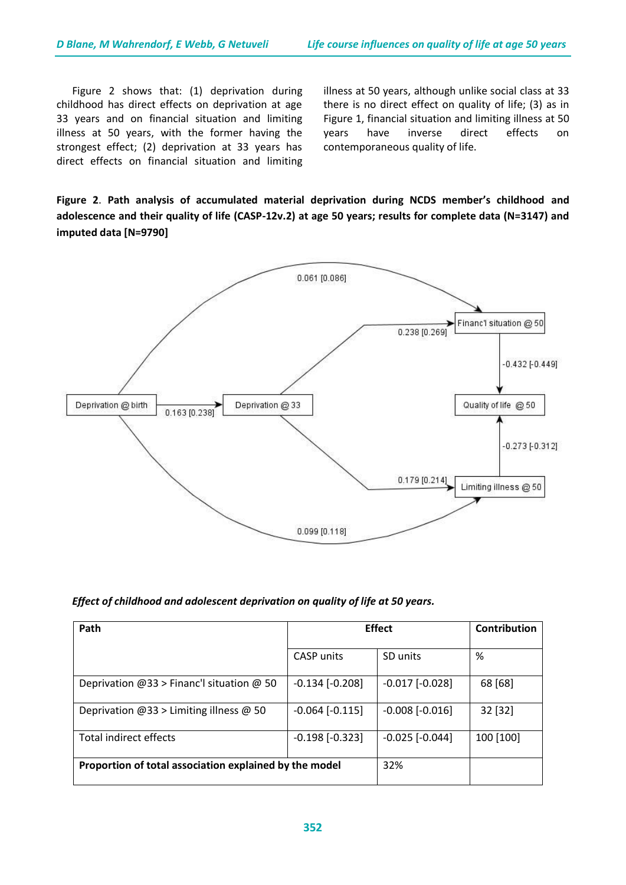Figure 2 shows that: (1) deprivation during childhood has direct effects on deprivation at age 33 years and on financial situation and limiting illness at 50 years, with the former having the strongest effect; (2) deprivation at 33 years has direct effects on financial situation and limiting illness at 50 years, although unlike social class at 33 there is no direct effect on quality of life; (3) as in Figure 1, financial situation and limiting illness at 50 years have inverse direct effects on contemporaneous quality of life.

**Figure 2**. **Path analysis of accumulated material deprivation during NCDS member's childhood and adolescence and their quality of life (CASP-12v.2) at age 50 years; results for complete data (N=3147) and imputed data [N=9790]**

*Effect of childhood and adolescent deprivation on quality of life at 50 years.*

| Path | Effect | | Contribution |
|---|---|---|---|
| | CASP units | SD units | % |
| Deprivation @33 > Financ'l situation @ 50 | -0.134 [-0.208] | -0.017 [-0.028] | 68 [68] |
| Deprivation @33 > Limiting illness @ 50 | -0.064 [-0.115] | -0.008 [-0.016] | 32 [32] |
| Total indirect effects | -0.198 [-0.323] | -0.025 [-0.044] | 100 [100] |
| **Proportion of total association explained by the model** | | 32% | |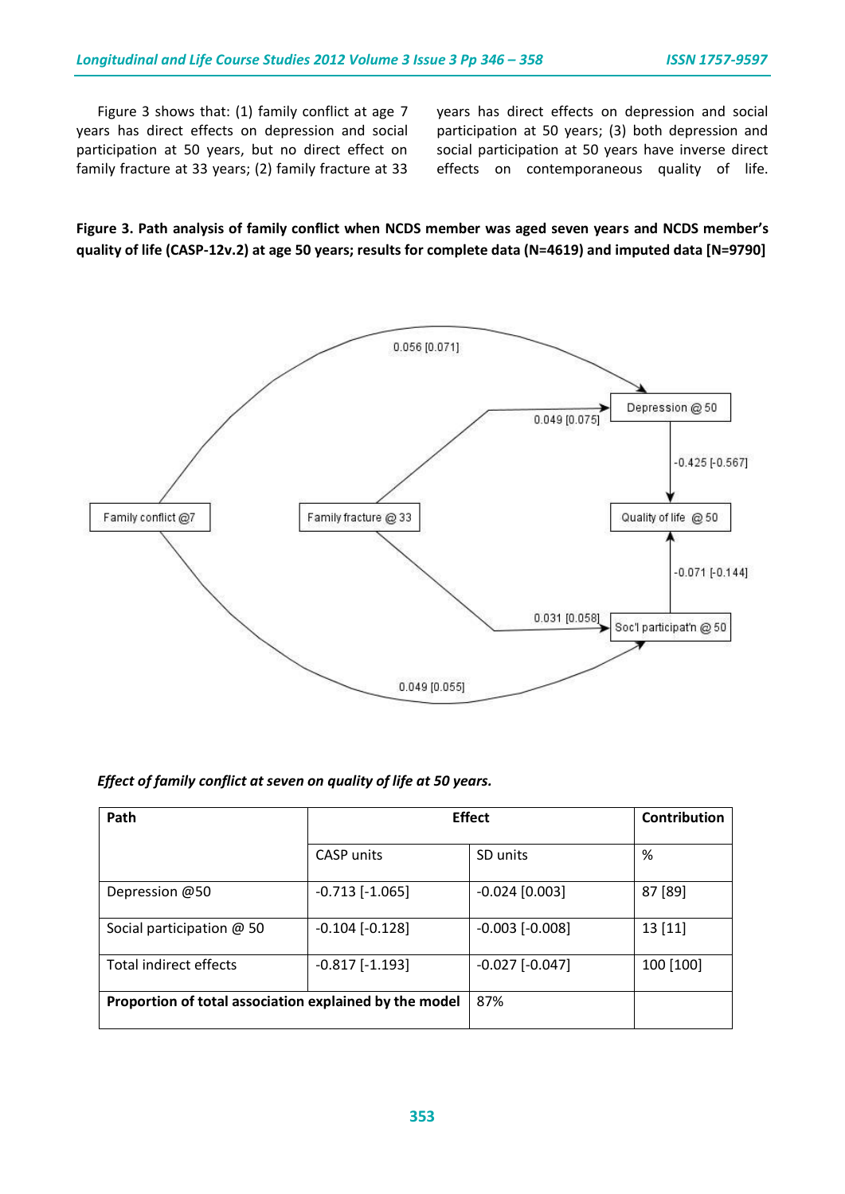Figure 3 shows that: (1) family conflict at age 7 years has direct effects on depression and social participation at 50 years, but no direct effect on family fracture at 33 years; (2) family fracture at 33 years has direct effects on depression and social participation at 50 years; (3) both depression and social participation at 50 years have inverse direct effects on contemporaneous quality of life.

**Figure 3. Path analysis of family conflict when NCDS member was aged seven years and NCDS member's quality of life (CASP-12v.2) at age 50 years; results for complete data (N=4619) and imputed data [N=9790]**

0.056 [0.071]

Depression @ 50

0.049 [0.075]

-0.425 [-0.567]

Family conflict @7

Family fracture @ 33

Quality of life @ 50

-0.071 [-0.144]

0.031 [0.058]

Soc'l participat'n @ 50

0.049 [0.055]

***Effect of family conflict at seven on quality of life at 50 years.***

| **Path** | **Effect** | | **Contribution** |
|---|---|---|---|
| | CASP units | SD units | % |
| Depression @50 | -0.713 [-1.065] | -0.024 [0.003] | 87 [89] |
| Social participation @ 50 | -0.104 [-0.128] | -0.003 [-0.008] | 13 [11] |
| Total indirect effects | -0.817 [-1.193] | -0.027 [-0.047] | 100 [100] |
| **Proportion of total association explained by the model** | | 87% | |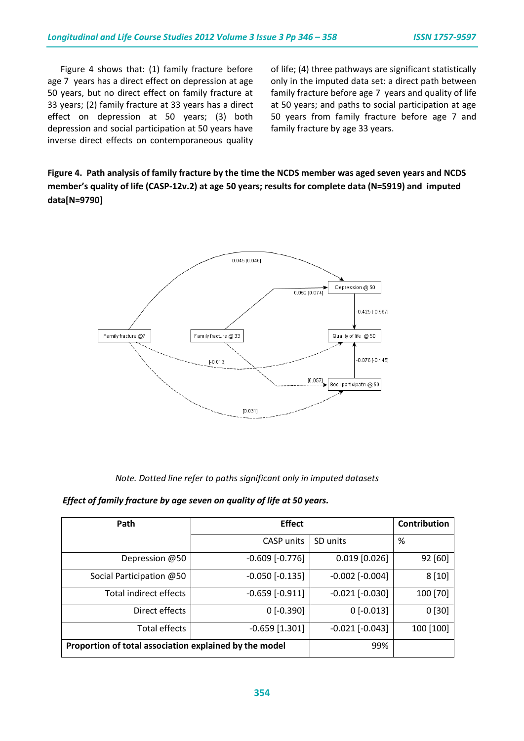Figure 4 shows that: (1) family fracture before age 7 years has a direct effect on depression at age 50 years, but no direct effect on family fracture at 33 years; (2) family fracture at 33 years has a direct effect on depression at 50 years; (3) both depression and social participation at 50 years have inverse direct effects on contemporaneous quality of life; (4) three pathways are significant statistically only in the imputed data set: a direct path between family fracture before age 7 years and quality of life at 50 years; and paths to social participation at age 50 years from family fracture before age 7 and family fracture by age 33 years.

**Figure 4. Path analysis of family fracture by the time the NCDS member was aged seven years and NCDS member's quality of life (CASP-12v.2) at age 50 years; results for complete data (N=5919) and imputed data[N=9790]**

*Note. Dotted line refer to paths significant only in imputed datasets*

***Effect of family fracture by age seven on quality of life at 50 years.***

| Path | Effect | | Contribution |
|---|---|---|---|
| | CASP units | SD units | % |
| Depression @50 | -0.609 [-0.776] | 0.019 [0.026] | 92 [60] |
| Social Participation @50 | -0.050 [-0.135] | -0.002 [-0.004] | 8 [10] |
| Total indirect effects | -0.659 [-0.911] | -0.021 [-0.030] | 100 [70] |
| Direct effects | 0 [-0.390] | 0 [-0.013] | 0 [30] |
| Total effects | -0.659 [1.301] | -0.021 [-0.043] | 100 [100] |
| **Proportion of total association explained by the model** | | 99% | |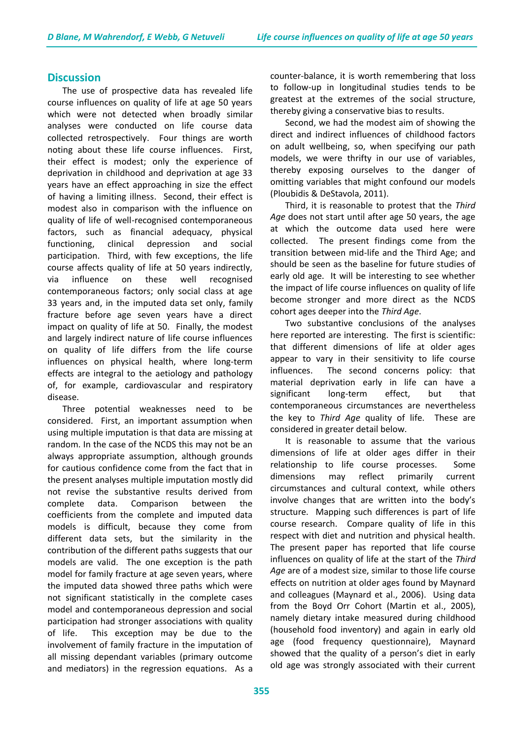## Discussion

The use of prospective data has revealed life course influences on quality of life at age 50 years which were not detected when broadly similar analyses were conducted on life course data collected retrospectively. Four things are worth noting about these life course influences. First, their effect is modest; only the experience of deprivation in childhood and deprivation at age 33 years have an effect approaching in size the effect of having a limiting illness. Second, their effect is modest also in comparison with the influence on quality of life of well-recognised contemporaneous factors, such as financial adequacy, physical functioning, clinical depression and social participation. Third, with few exceptions, the life course affects quality of life at 50 years indirectly, via influence on these well recognised contemporaneous factors; only social class at age 33 years and, in the imputed data set only, family fracture before age seven years have a direct impact on quality of life at 50. Finally, the modest and largely indirect nature of life course influences on quality of life differs from the life course influences on physical health, where long-term effects are integral to the aetiology and pathology of, for example, cardiovascular and respiratory disease.

Three potential weaknesses need to be considered. First, an important assumption when using multiple imputation is that data are missing at random. In the case of the NCDS this may not be an always appropriate assumption, although grounds for cautious confidence come from the fact that in the present analyses multiple imputation mostly did not revise the substantive results derived from complete data. Comparison between the coefficients from the complete and imputed data models is difficult, because they come from different data sets, but the similarity in the contribution of the different paths suggests that our models are valid. The one exception is the path model for family fracture at age seven years, where the imputed data showed three paths which were not significant statistically in the complete cases model and contemporaneous depression and social participation had stronger associations with quality of life. This exception may be due to the involvement of family fracture in the imputation of all missing dependant variables (primary outcome and mediators) in the regression equations. As a counter-balance, it is worth remembering that loss to follow-up in longitudinal studies tends to be greatest at the extremes of the social structure, thereby giving a conservative bias to results.

Second, we had the modest aim of showing the direct and indirect influences of childhood factors on adult wellbeing, so, when specifying our path models, we were thrifty in our use of variables, thereby exposing ourselves to the danger of omitting variables that might confound our models (Ploubidis & DeStavola, 2011).

Third, it is reasonable to protest that the *Third Age* does not start until after age 50 years, the age at which the outcome data used here were collected. The present findings come from the transition between mid-life and the Third Age; and should be seen as the baseline for future studies of early old age. It will be interesting to see whether the impact of life course influences on quality of life become stronger and more direct as the NCDS cohort ages deeper into the *Third Age*.

Two substantive conclusions of the analyses here reported are interesting. The first is scientific: that different dimensions of life at older ages appear to vary in their sensitivity to life course influences. The second concerns policy: that material deprivation early in life can have a significant long-term effect, but that contemporaneous circumstances are nevertheless the key to *Third Age* quality of life. These are considered in greater detail below.

It is reasonable to assume that the various dimensions of life at older ages differ in their relationship to life course processes. Some dimensions may reflect primarily current circumstances and cultural context, while others involve changes that are written into the body's structure. Mapping such differences is part of life course research. Compare quality of life in this respect with diet and nutrition and physical health. The present paper has reported that life course influences on quality of life at the start of the *Third Age* are of a modest size, similar to those life course effects on nutrition at older ages found by Maynard and colleagues (Maynard et al., 2006). Using data from the Boyd Orr Cohort (Martin et al., 2005), namely dietary intake measured during childhood (household food inventory) and again in early old age (food frequency questionnaire), Maynard showed that the quality of a person's diet in early old age was strongly associated with their current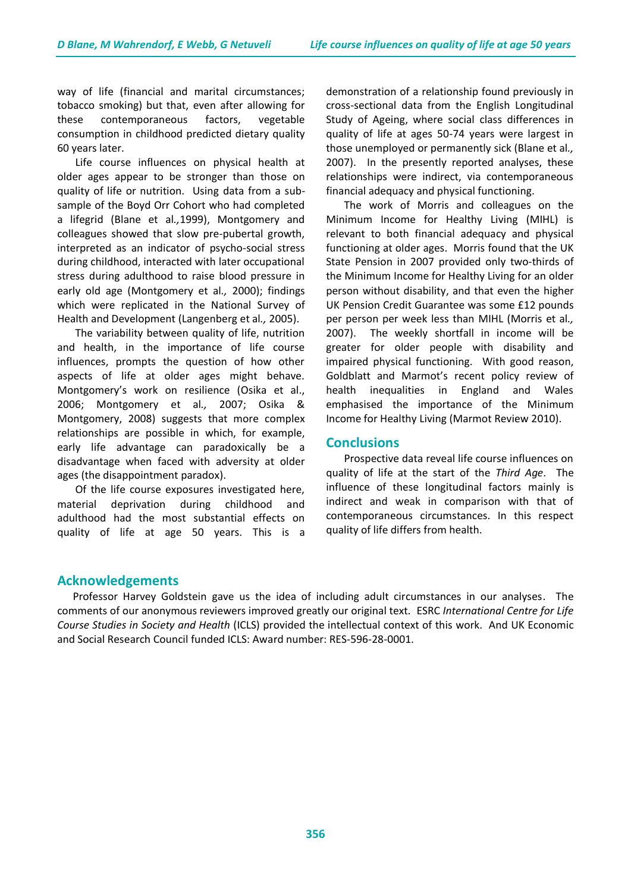way of life (financial and marital circumstances; tobacco smoking) but that, even after allowing for these contemporaneous factors, vegetable consumption in childhood predicted dietary quality 60 years later.

Life course influences on physical health at older ages appear to be stronger than those on quality of life or nutrition. Using data from a sub-sample of the Boyd Orr Cohort who had completed a lifegrid (Blane et al*.,*1999), Montgomery and colleagues showed that slow pre-pubertal growth, interpreted as an indicator of psycho-social stress during childhood, interacted with later occupational stress during adulthood to raise blood pressure in early old age (Montgomery et al*.,* 2000); findings which were replicated in the National Survey of Health and Development (Langenberg et al*.,* 2005).

The variability between quality of life, nutrition and health, in the importance of life course influences, prompts the question of how other aspects of life at older ages might behave. Montgomery's work on resilience (Osika et al., 2006; Montgomery et al*.,* 2007; Osika & Montgomery, 2008) suggests that more complex relationships are possible in which, for example, early life advantage can paradoxically be a disadvantage when faced with adversity at older ages (the disappointment paradox).

Of the life course exposures investigated here, material deprivation during childhood and adulthood had the most substantial effects on quality of life at age 50 years. This is a demonstration of a relationship found previously in cross-sectional data from the English Longitudinal Study of Ageing, where social class differences in quality of life at ages 50-74 years were largest in those unemployed or permanently sick (Blane et al*.,* 2007). In the presently reported analyses, these relationships were indirect, via contemporaneous financial adequacy and physical functioning.

The work of Morris and colleagues on the Minimum Income for Healthy Living (MIHL) is relevant to both financial adequacy and physical functioning at older ages. Morris found that the UK State Pension in 2007 provided only two-thirds of the Minimum Income for Healthy Living for an older person without disability, and that even the higher UK Pension Credit Guarantee was some £12 pounds per person per week less than MIHL (Morris et al*.,* 2007). The weekly shortfall in income will be greater for older people with disability and impaired physical functioning. With good reason, Goldblatt and Marmot's recent policy review of health inequalities in England and Wales emphasised the importance of the Minimum Income for Healthy Living (Marmot Review 2010).

## Conclusions

Prospective data reveal life course influences on quality of life at the start of the *Third Age*. The influence of these longitudinal factors mainly is indirect and weak in comparison with that of contemporaneous circumstances. In this respect quality of life differs from health.

## Acknowledgements

Professor Harvey Goldstein gave us the idea of including adult circumstances in our analyses. The comments of our anonymous reviewers improved greatly our original text. ESRC *International Centre for Life Course Studies in Society and Health* (ICLS) provided the intellectual context of this work. And UK Economic and Social Research Council funded ICLS: Award number: RES-596-28-0001.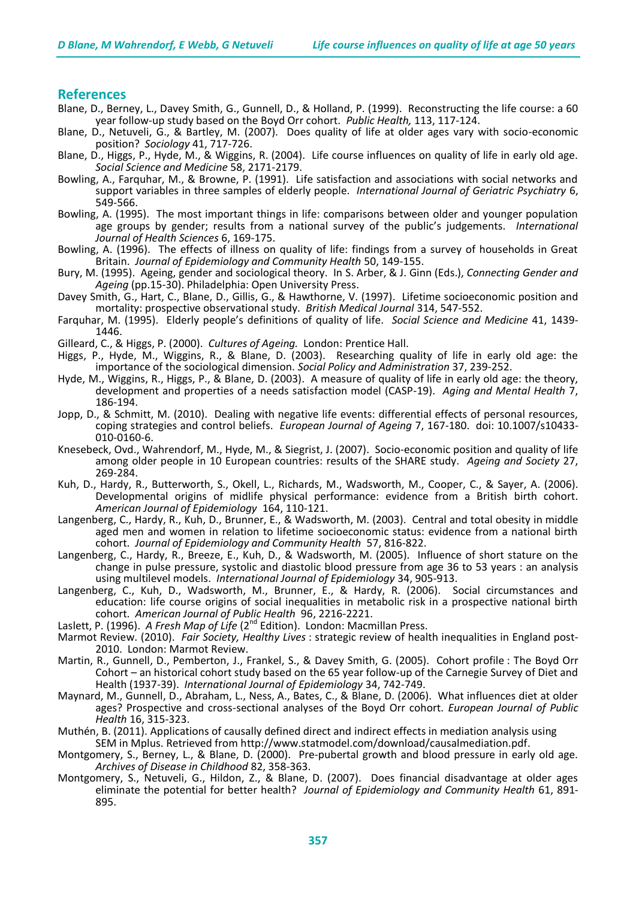## References

Blane, D., Berney, L., Davey Smith, G., Gunnell, D., & Holland, P. (1999). Reconstructing the life course: a 60 year follow-up study based on the Boyd Orr cohort. *Public Health,* 113, 117-124.

Blane, D., Netuveli, G., & Bartley, M. (2007). Does quality of life at older ages vary with socio-economic position? *Sociology* 41, 717-726.

Blane, D., Higgs, P., Hyde, M., & Wiggins, R. (2004). Life course influences on quality of life in early old age. *Social Science and Medicine* 58, 2171-2179.

Bowling, A., Farquhar, M., & Browne, P. (1991). Life satisfaction and associations with social networks and support variables in three samples of elderly people. *International Journal of Geriatric Psychiatry* 6, 549-566.

Bowling, A. (1995). The most important things in life: comparisons between older and younger population age groups by gender; results from a national survey of the public's judgements. *International Journal of Health Sciences* 6, 169-175.

Bowling, A. (1996). The effects of illness on quality of life: findings from a survey of households in Great Britain. *Journal of Epidemiology and Community Health* 50, 149-155.

Bury, M. (1995). Ageing, gender and sociological theory. In S. Arber, & J. Ginn (Eds.), *Connecting Gender and Ageing* (pp.15-30). Philadelphia: Open University Press.

Davey Smith, G., Hart, C., Blane, D., Gillis, G., & Hawthorne, V. (1997). Lifetime socioeconomic position and mortality: prospective observational study. *British Medical Journal* 314, 547-552.

Farquhar, M. (1995). Elderly people's definitions of quality of life. *Social Science and Medicine* 41, 1439-1446.

Gilleard, C., & Higgs, P. (2000). *Cultures of Ageing.* London: Prentice Hall.

Higgs, P., Hyde, M., Wiggins, R., & Blane, D. (2003). Researching quality of life in early old age: the importance of the sociological dimension. *Social Policy and Administration* 37, 239-252.

Hyde, M., Wiggins, R., Higgs, P., & Blane, D. (2003). A measure of quality of life in early old age: the theory, development and properties of a needs satisfaction model (CASP-19). *Aging and Mental Health* 7, 186-194.

Jopp, D., & Schmitt, M. (2010). Dealing with negative life events: differential effects of personal resources, coping strategies and control beliefs. *European Journal of Ageing* 7, 167-180. doi: 10.1007/s10433-010-0160-6.

Knesebeck, Ovd., Wahrendorf, M., Hyde, M., & Siegrist, J. (2007). Socio-economic position and quality of life among older people in 10 European countries: results of the SHARE study. *Ageing and Society* 27, 269-284.

Kuh, D., Hardy, R., Butterworth, S., Okell, L., Richards, M., Wadsworth, M., Cooper, C., & Sayer, A. (2006). Developmental origins of midlife physical performance: evidence from a British birth cohort. *American Journal of Epidemiology* 164, 110-121.

Langenberg, C., Hardy, R., Kuh, D., Brunner, E., & Wadsworth, M. (2003). Central and total obesity in middle aged men and women in relation to lifetime socioeconomic status: evidence from a national birth cohort. *Journal of Epidemiology and Community Health* 57, 816-822.

Langenberg, C., Hardy, R., Breeze, E., Kuh, D., & Wadsworth, M. (2005). Influence of short stature on the change in pulse pressure, systolic and diastolic blood pressure from age 36 to 53 years : an analysis using multilevel models. *International Journal of Epidemiology* 34, 905-913.

Langenberg, C., Kuh, D., Wadsworth, M., Brunner, E., & Hardy, R. (2006). Social circumstances and education: life course origins of social inequalities in metabolic risk in a prospective national birth cohort. *American Journal of Public Health* 96, 2216-2221.

Laslett, P. (1996). *A Fresh Map of Life* (2nd Edition). London: Macmillan Press.

Marmot Review. (2010). *Fair Society, Healthy Lives* : strategic review of health inequalities in England post-2010. London: Marmot Review.

Martin, R., Gunnell, D., Pemberton, J., Frankel, S., & Davey Smith, G. (2005). Cohort profile : The Boyd Orr Cohort – an historical cohort study based on the 65 year follow-up of the Carnegie Survey of Diet and Health (1937-39). *International Journal of Epidemiology* 34, 742-749.

Maynard, M., Gunnell, D., Abraham, L., Ness, A., Bates, C., & Blane, D. (2006). What influences diet at older ages? Prospective and cross-sectional analyses of the Boyd Orr cohort. *European Journal of Public Health* 16, 315-323.

Muthén, B. (2011). Applications of causally defined direct and indirect effects in mediation analysis using SEM in Mplus. Retrieved from http://www.statmodel.com/download/causalmediation.pdf.

Montgomery, S., Berney, L., & Blane, D. (2000). Pre-pubertal growth and blood pressure in early old age. *Archives of Disease in Childhood* 82, 358-363.

Montgomery, S., Netuveli, G., Hildon, Z., & Blane, D. (2007). Does financial disadvantage at older ages eliminate the potential for better health? *Journal of Epidemiology and Community Health* 61, 891-895.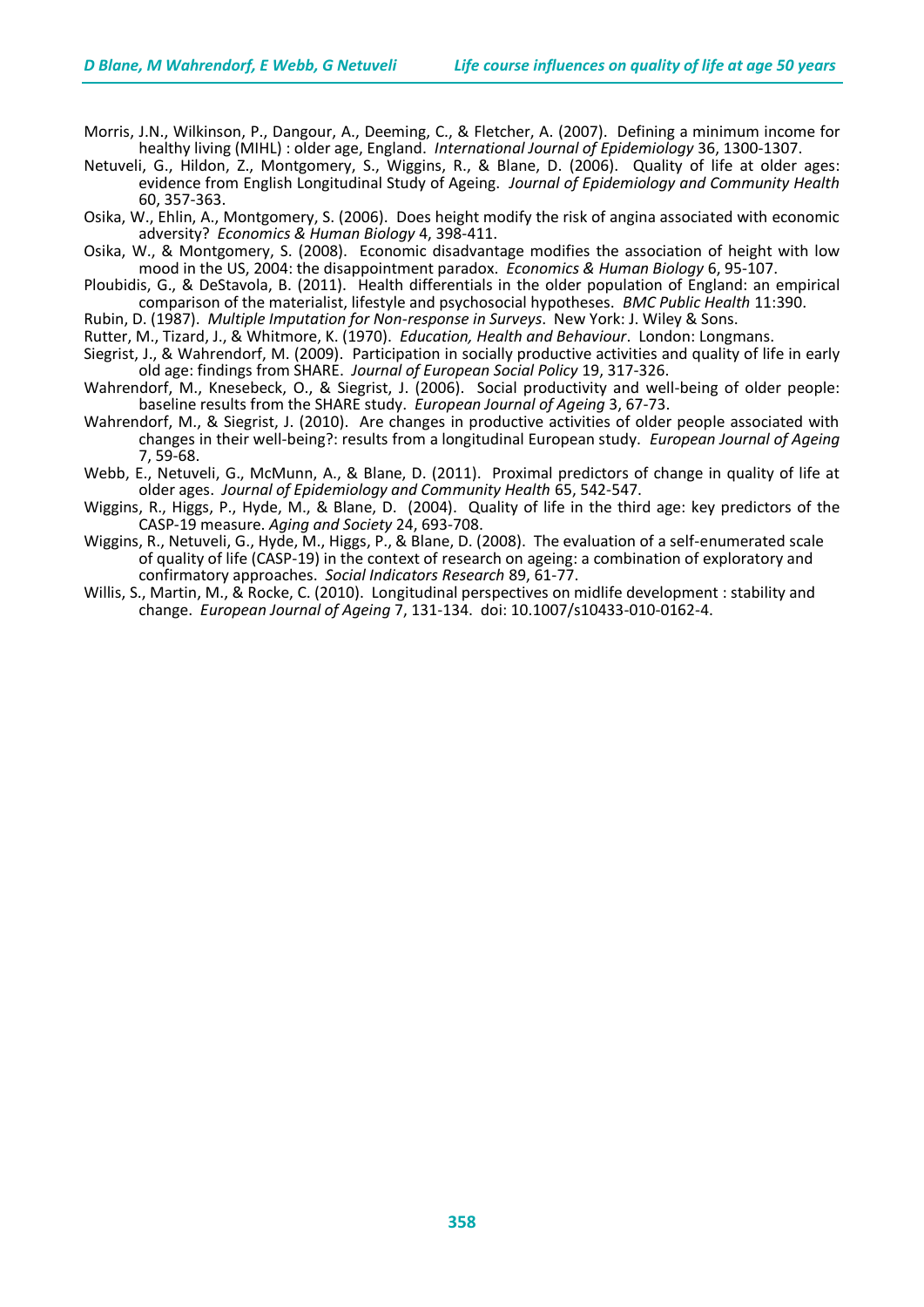Morris, J.N., Wilkinson, P., Dangour, A., Deeming, C., & Fletcher, A. (2007). Defining a minimum income for healthy living (MIHL) : older age, England. *International Journal of Epidemiology* 36, 1300-1307.

Netuveli, G., Hildon, Z., Montgomery, S., Wiggins, R., & Blane, D. (2006). Quality of life at older ages: evidence from English Longitudinal Study of Ageing. *Journal of Epidemiology and Community Health* 60, 357-363.

Osika, W., Ehlin, A., Montgomery, S. (2006). Does height modify the risk of angina associated with economic adversity? *Economics & Human Biology* 4, 398-411.

Osika, W., & Montgomery, S. (2008). Economic disadvantage modifies the association of height with low mood in the US, 2004: the disappointment paradox. *Economics & Human Biology* 6, 95-107.

Ploubidis, G., & DeStavola, B. (2011). Health differentials in the older population of England: an empirical comparison of the materialist, lifestyle and psychosocial hypotheses. *BMC Public Health* 11:390.

Rubin, D. (1987). *Multiple Imputation for Non-response in Surveys*. New York: J. Wiley & Sons.

Rutter, M., Tizard, J., & Whitmore, K. (1970). *Education, Health and Behaviour*. London: Longmans.

Siegrist, J., & Wahrendorf, M. (2009). Participation in socially productive activities and quality of life in early old age: findings from SHARE. *Journal of European Social Policy* 19, 317-326.

Wahrendorf, M., Knesebeck, O., & Siegrist, J. (2006). Social productivity and well-being of older people: baseline results from the SHARE study. *European Journal of Ageing* 3, 67-73.

Wahrendorf, M., & Siegrist, J. (2010). Are changes in productive activities of older people associated with changes in their well-being?: results from a longitudinal European study. *European Journal of Ageing* 7, 59-68.

Webb, E., Netuveli, G., McMunn, A., & Blane, D. (2011). Proximal predictors of change in quality of life at older ages. *Journal of Epidemiology and Community Health* 65, 542-547.

Wiggins, R., Higgs, P., Hyde, M., & Blane, D. (2004). Quality of life in the third age: key predictors of the CASP-19 measure. *Aging and Society* 24, 693-708.

Wiggins, R., Netuveli, G., Hyde, M., Higgs, P., & Blane, D. (2008). The evaluation of a self-enumerated scale of quality of life (CASP-19) in the context of research on ageing: a combination of exploratory and confirmatory approaches. *Social Indicators Research* 89, 61-77.

Willis, S., Martin, M., & Rocke, C. (2010). Longitudinal perspectives on midlife development : stability and change. *European Journal of Ageing* 7, 131-134. doi: 10.1007/s10433-010-0162-4.